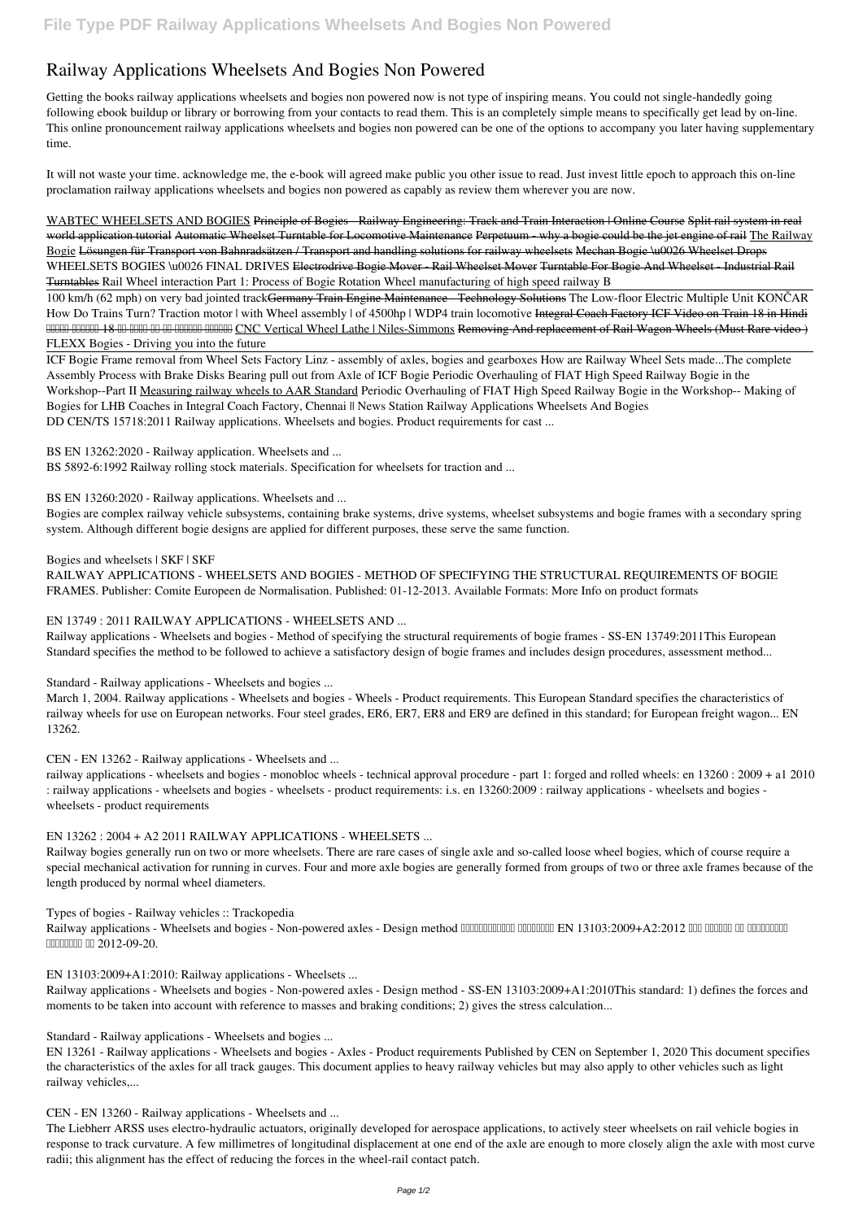# Railway Applications Wheelsets And Bogies Non Powered

Getting the books railway applications wheelsets and bogies non powered now is not type of inspiring means. You could not single-handedly going following ebook buildup or library or borrowing from your contacts to read them. This is an completely simple means to specifically get lead by on-line. This online pronouncement railway applications wheelsets and bogies non powered can be one of the options to accompany you later having supplementary time.

It will not waste your time. acknowledge me, the e-book will agreed make public you other issue to read. Just invest little epoch to approach this on-line proclamation railway applications wheelsets and bogies non powered as capably as review them wherever you are now.

WABTEC WHEELSETS AND BOGIES ~~Principle of Bogies - Railway Engineering: Track and Train Interaction | Online Course~~ ~~Split rail system in real world application tutorial~~ ~~Automatic Wheelset Turntable for Locomotive Maintenance~~ ~~Perpetuum - why a bogie could be the jet engine of rail~~ The Railway Bogie ~~Lösungen für Transport von Bahnradsätzen / Transport and handling solutions for railway wheelsets~~ ~~Mechan Bogie \u0026 Wheelset Drops~~ WHEELSETS BOGIES \u0026 FINAL DRIVES ~~Electrodrive Bogie Mover - Rail Wheelset Mover~~ ~~Turntable For Bogie And Wheelset - Industrial Rail Turntables~~ Rail Wheel interaction Part 1: Process of Bogie Rotation Wheel manufacturing of high speed railway B

100 km/h (62 mph) on very bad jointed track~~Germany Train Engine Maintenance - Technology Solutions~~ The Low-floor Electric Multiple Unit KONČAR How Do Trains Turn? Traction motor | with Wheel assembly | of 4500hp | WDP4 train locomotive ~~Integral Coach Factory ICF Video on Train 18 in Hindi~~ ~~देखिए ट्रेन 18 के बनने की पूरी कहानी~~ CNC Vertical Wheel Lathe | Niles-Simmons ~~Removing And replacement of Rail Wagon Wheels (Must Rare video )~~ FLEXX Bogies - Driving you into the future

ICF Bogie Frame removal from Wheel Sets Factory Linz - assembly of axles, bogies and gearboxes How are Railway Wheel Sets made...The complete Assembly Process with Brake Disks Bearing pull out from Axle of ICF Bogie Periodic Overhauling of FIAT High Speed Railway Bogie in the Workshop--Part II Measuring railway wheels to AAR Standard Periodic Overhauling of FIAT High Speed Railway Bogie in the Workshop-- Making of Bogies for LHB Coaches in Integral Coach Factory, Chennai || News Station Railway Applications Wheelsets And Bogies
DD CEN/TS 15718:2011 Railway applications. Wheelsets and bogies. Product requirements for cast ...

BS EN 13262:2020 - Railway application. Wheelsets and ...
BS 5892-6:1992 Railway rolling stock materials. Specification for wheelsets for traction and ...

BS EN 13260:2020 - Railway applications. Wheelsets and ...
Bogies are complex railway vehicle subsystems, containing brake systems, drive systems, wheelset subsystems and bogie frames with a secondary spring system. Although different bogie designs are applied for different purposes, these serve the same function.

Bogies and wheelsets | SKF | SKF
RAILWAY APPLICATIONS - WHEELSETS AND BOGIES - METHOD OF SPECIFYING THE STRUCTURAL REQUIREMENTS OF BOGIE FRAMES. Publisher: Comite Europeen de Normalisation. Published: 01-12-2013. Available Formats: More Info on product formats

EN 13749 : 2011 RAILWAY APPLICATIONS - WHEELSETS AND ...
Railway applications - Wheelsets and bogies - Method of specifying the structural requirements of bogie frames - SS-EN 13749:2011This European Standard specifies the method to be followed to achieve a satisfactory design of bogie frames and includes design procedures, assessment method...

Standard - Railway applications - Wheelsets and bogies ...
March 1, 2004. Railway applications - Wheelsets and bogies - Wheels - Product requirements. This European Standard specifies the characteristics of railway wheels for use on European networks. Four steel grades, ER6, ER7, ER8 and ER9 are defined in this standard; for European freight wagon... EN 13262.

CEN - EN 13262 - Railway applications - Wheelsets and ...
railway applications - wheelsets and bogies - monobloc wheels - technical approval procedure - part 1: forged and rolled wheels: en 13260 : 2009 + a1 2010 : railway applications - wheelsets and bogies - wheelsets - product requirements: i.s. en 13260:2009 : railway applications - wheelsets and bogies - wheelsets - product requirements

EN 13262 : 2004 + A2 2011 RAILWAY APPLICATIONS - WHEELSETS ...
Railway bogies generally run on two or more wheelsets. There are rare cases of single axle and so-called loose wheel bogies, which of course require a special mechanical activation for running in curves. Four and more axle bogies are generally formed from groups of two or three axle frames because of the length produced by normal wheel diameters.

Types of bogies - Railway vehicles :: Trackopedia
Railway applications - Wheelsets and bogies - Non-powered axles - Design method Европейският стандарт EN 13103:2009+A2:2012 има статут на български стандарт от 2012-09-20.

EN 13103:2009+A1:2010: Railway applications - Wheelsets ...
Railway applications - Wheelsets and bogies - Non-powered axles - Design method - SS-EN 13103:2009+A1:2010This standard: 1) defines the forces and moments to be taken into account with reference to masses and braking conditions; 2) gives the stress calculation...

Standard - Railway applications - Wheelsets and bogies ...
EN 13261 - Railway applications - Wheelsets and bogies - Axles - Product requirements Published by CEN on September 1, 2020 This document specifies the characteristics of the axles for all track gauges. This document applies to heavy railway vehicles but may also apply to other vehicles such as light railway vehicles,...

CEN - EN 13260 - Railway applications - Wheelsets and ...
The Liebherr ARSS uses electro-hydraulic actuators, originally developed for aerospace applications, to actively steer wheelsets on rail vehicle bogies in response to track curvature. A few millimetres of longitudinal displacement at one end of the axle are enough to more closely align the axle with most curve radii; this alignment has the effect of reducing the forces in the wheel-rail contact patch.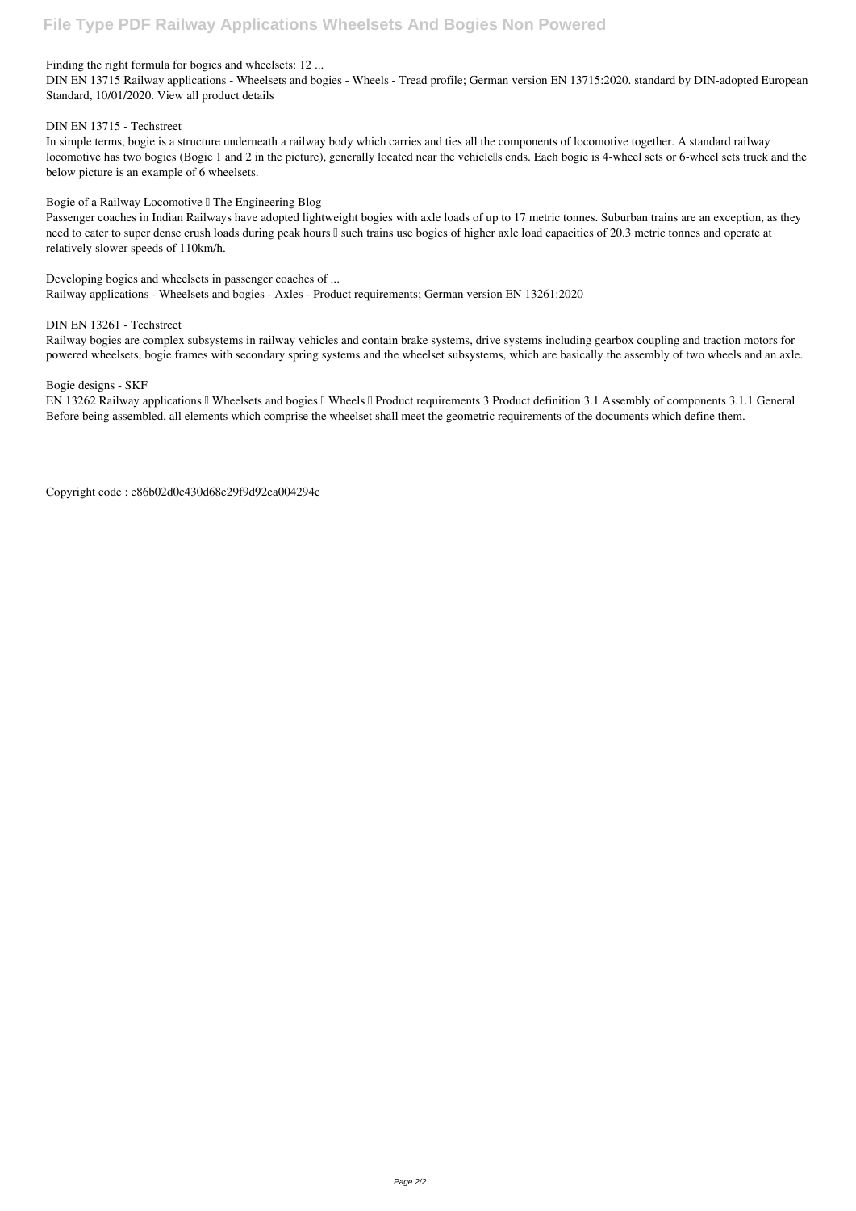Finding the right formula for bogies and wheelsets: 12 ...

DIN EN 13715 Railway applications - Wheelsets and bogies - Wheels - Tread profile; German version EN 13715:2020. standard by DIN-adopted European Standard, 10/01/2020. View all product details

DIN EN 13715 - Techstreet

In simple terms, bogie is a structure underneath a railway body which carries and ties all the components of locomotive together. A standard railway locomotive has two bogies (Bogie 1 and 2 in the picture), generally located near the vehicle's ends. Each bogie is 4-wheel sets or 6-wheel sets truck and the below picture is an example of 6 wheelsets.

Bogie of a Railway Locomotive – The Engineering Blog

Passenger coaches in Indian Railways have adopted lightweight bogies with axle loads of up to 17 metric tonnes. Suburban trains are an exception, as they need to cater to super dense crush loads during peak hours – such trains use bogies of higher axle load capacities of 20.3 metric tonnes and operate at relatively slower speeds of 110km/h.

Developing bogies and wheelsets in passenger coaches of ...

Railway applications - Wheelsets and bogies - Axles - Product requirements; German version EN 13261:2020

DIN EN 13261 - Techstreet

Railway bogies are complex subsystems in railway vehicles and contain brake systems, drive systems including gearbox coupling and traction motors for powered wheelsets, bogie frames with secondary spring systems and the wheelset subsystems, which are basically the assembly of two wheels and an axle.

Bogie designs - SKF

EN 13262 Railway applications – Wheelsets and bogies – Wheels – Product requirements 3 Product definition 3.1 Assembly of components 3.1.1 General Before being assembled, all elements which comprise the wheelset shall meet the geometric requirements of the documents which define them.

Copyright code : e86b02d0c430d68e29f9d92ea004294c